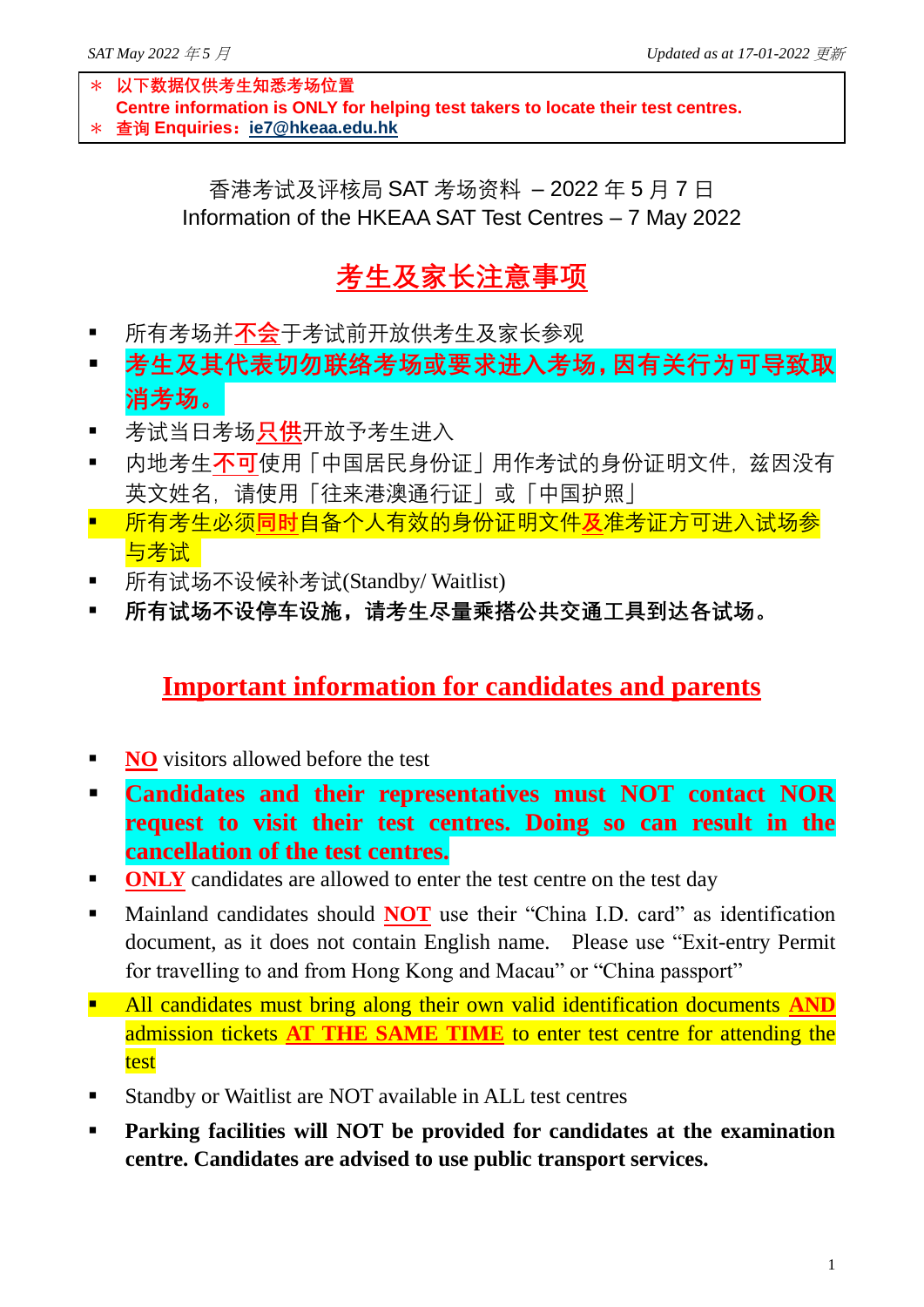\* 以下数据仅供考生知悉考场位置
Centre information is ONLY for helping test takers to locate their test centres.
\* 查询 Enquiries：ie7@hkeaa.edu.hk

香港考试及评核局 SAT 考场资料 – 2022 年 5 月 7 日
Information of the HKEAA SAT Test Centres – 7 May 2022

## 考生及家长注意事项

- 所有考场并不会于考试前开放供考生及家长参观
- **考生及其代表切勿联络考场或要求进入考场，因有关行为可导致取消考场。**
- 考试当日考场只供开放予考生进入
- 内地考生不可使用「中国居民身份证」用作考试的身份证明文件，兹因没有英文姓名，请使用「往来港澳通行证」或「中国护照」
- 所有考生必须同时自备个人有效的身份证明文件及准考证方可进入试场参与考试
- 所有试场不设候补考试(Standby/ Waitlist)
- **所有试场不设停车设施，请考生尽量乘搭公共交通工具到达各试场。**

## Important information for candidates and parents

- **NO** visitors allowed before the test
- **Candidates and their representatives must NOT contact NOR request to visit their test centres. Doing so can result in the cancellation of the test centres.**
- **ONLY** candidates are allowed to enter the test centre on the test day
- Mainland candidates should **NOT** use their “China I.D. card” as identification document, as it does not contain English name. Please use “Exit-entry Permit for travelling to and from Hong Kong and Macau” or “China passport”
- All candidates must bring along their own valid identification documents **AND** admission tickets **AT THE SAME TIME** to enter test centre for attending the test
- Standby or Waitlist are NOT available in ALL test centres
- **Parking facilities will NOT be provided for candidates at the examination centre. Candidates are advised to use public transport services.**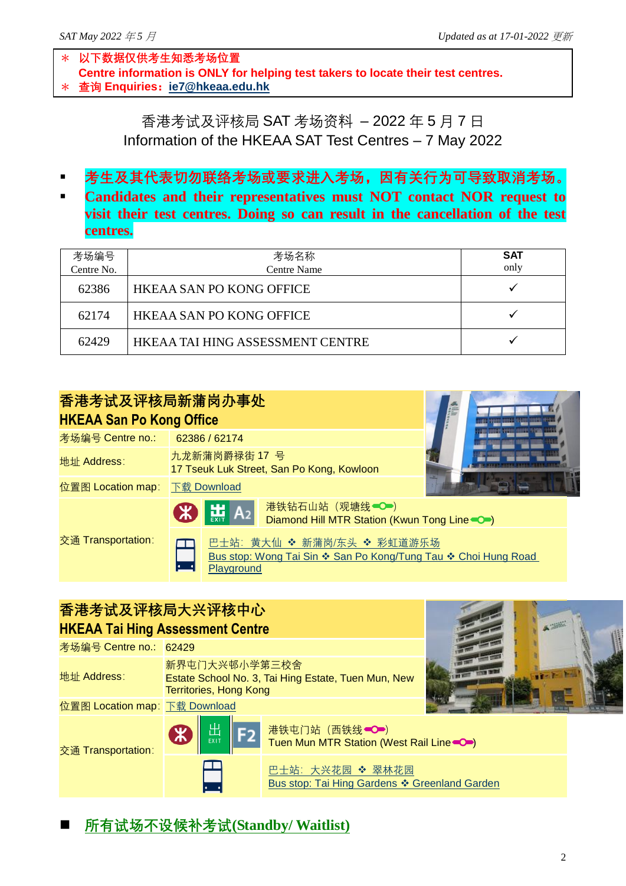＊ 以下数据仅供考生知悉考场位置
Centre information is ONLY for helping test takers to locate their test centres.
＊ 查询 Enquiries：ie7@hkeaa.edu.hk

# 香港考试及评核局 SAT 考场资料 – 2022 年 5 月 7 日
# Information of the HKEAA SAT Test Centres – 7 May 2022

- **考生及其代表切勿联络考场或要求进入考场，因有关行为可导致取消考场。**
- **Candidates and their representatives must NOT contact NOR request to visit their test centres. Doing so can result in the cancellation of the test centres.**

| 考场编号 Centre No. | 考场名称 Centre Name | SAT only |
|---|---|---|
| 62386 | HKEAA SAN PO KONG OFFICE | ✓ |
| 62174 | HKEAA SAN PO KONG OFFICE | ✓ |
| 62429 | HKEAA TAI HING ASSESSMENT CENTRE | ✓ |

## 香港考试及评核局新蒲岗办事处
## HKEAA San Po Kong Office

| | |
|---|---|
| 考场编号 Centre no.: | 62386 / 62174 |
| 地址 Address: | 九龙新蒲岗爵禄街 17 号<br>17 Tseuk Luk Street, San Po Kong, Kowloon |
| 位置图 Location map: | 下载 Download |
| 交通 Transportation: | 出口 EXIT A2 港铁钻石山站（观塘线）<br>Diamond Hill MTR Station (Kwun Tong Line) |
| | 巴士站：黄大仙 ❖ 新蒲岗/东头 ❖ 彩虹道游乐场<br>Bus stop: Wong Tai Sin ❖ San Po Kong/Tung Tau ❖ Choi Hung Road Playground |

## 香港考试及评核局大兴评核中心
## HKEAA Tai Hing Assessment Centre

| | |
|---|---|
| 考场编号 Centre no.: | 62429 |
| 地址 Address: | 新界屯门大兴邨小学第三校舍<br>Estate School No. 3, Tai Hing Estate, Tuen Mun, New Territories, Hong Kong |
| 位置图 Location map: | 下载 Download |
| 交通 Transportation: | 出口 EXIT F2 港铁屯门站（西铁线）<br>Tuen Mun MTR Station (West Rail Line) |
| | 巴士站：大兴花园 ❖ 翠林花园<br>Bus stop: Tai Hing Gardens ❖ Greenland Garden |

- **所有试场不设候补考试(Standby/ Waitlist)**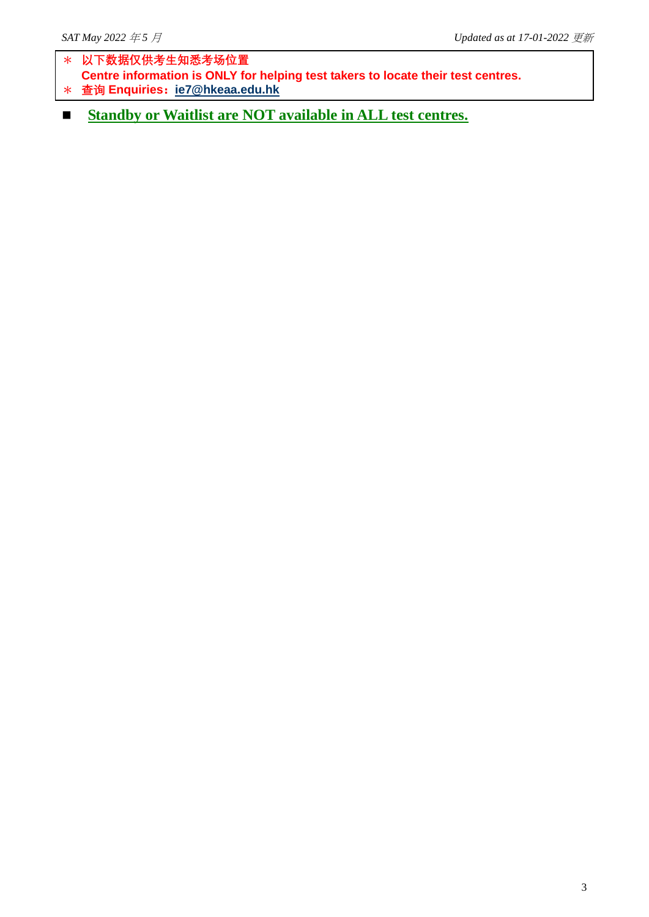＊ 以下数据仅供考生知悉考场位置
Centre information is ONLY for helping test takers to locate their test centres.
＊ 查询 Enquiries：ie7@hkeaa.edu.hk

- **Standby or Waitlist are NOT available in ALL test centres.**